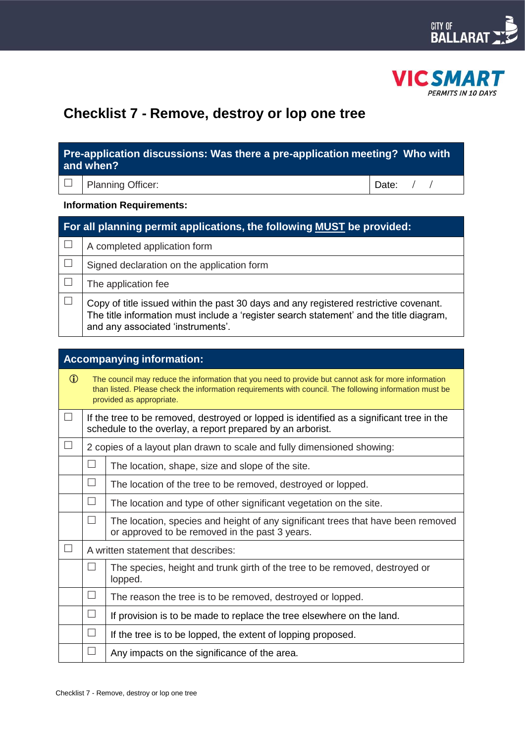CITY OF BALLARAT

VIC SMART
PERMITS IN 10 DAYS

# Checklist 7 - Remove, destroy or lop one tree

| Pre-application discussions: Was there a pre-application meeting? Who with and when? | | |
|---|---|---|
| ☐ | Planning Officer: | Date: / / |

**Information Requirements:**

| For all planning permit applications, the following <u>MUST</u> be provided: | |
|---|---|
| ☐ | A completed application form |
| ☐ | Signed declaration on the application form |
| ☐ | The application fee |
| ☐ | Copy of title issued within the past 30 days and any registered restrictive covenant. The title information must include a 'register search statement' and the title diagram, and any associated 'instruments'. |

| Accompanying information: | | |
|---|---|---|
| ⓘ | The council may reduce the information that you need to provide but cannot ask for more information than listed. Please check the information requirements with council. The following information must be provided as appropriate. | |
| ☐ | If the tree to be removed, destroyed or lopped is identified as a significant tree in the schedule to the overlay, a report prepared by an arborist. | |
| ☐ | 2 copies of a layout plan drawn to scale and fully dimensioned showing: | |
| | ☐ | The location, shape, size and slope of the site. |
| | ☐ | The location of the tree to be removed, destroyed or lopped. |
| | ☐ | The location and type of other significant vegetation on the site. |
| | ☐ | The location, species and height of any significant trees that have been removed or approved to be removed in the past 3 years. |
| ☐ | A written statement that describes: | |
| | ☐ | The species, height and trunk girth of the tree to be removed, destroyed or lopped. |
| | ☐ | The reason the tree is to be removed, destroyed or lopped. |
| | ☐ | If provision is to be made to replace the tree elsewhere on the land. |
| | ☐ | If the tree is to be lopped, the extent of lopping proposed. |
| | ☐ | Any impacts on the significance of the area. |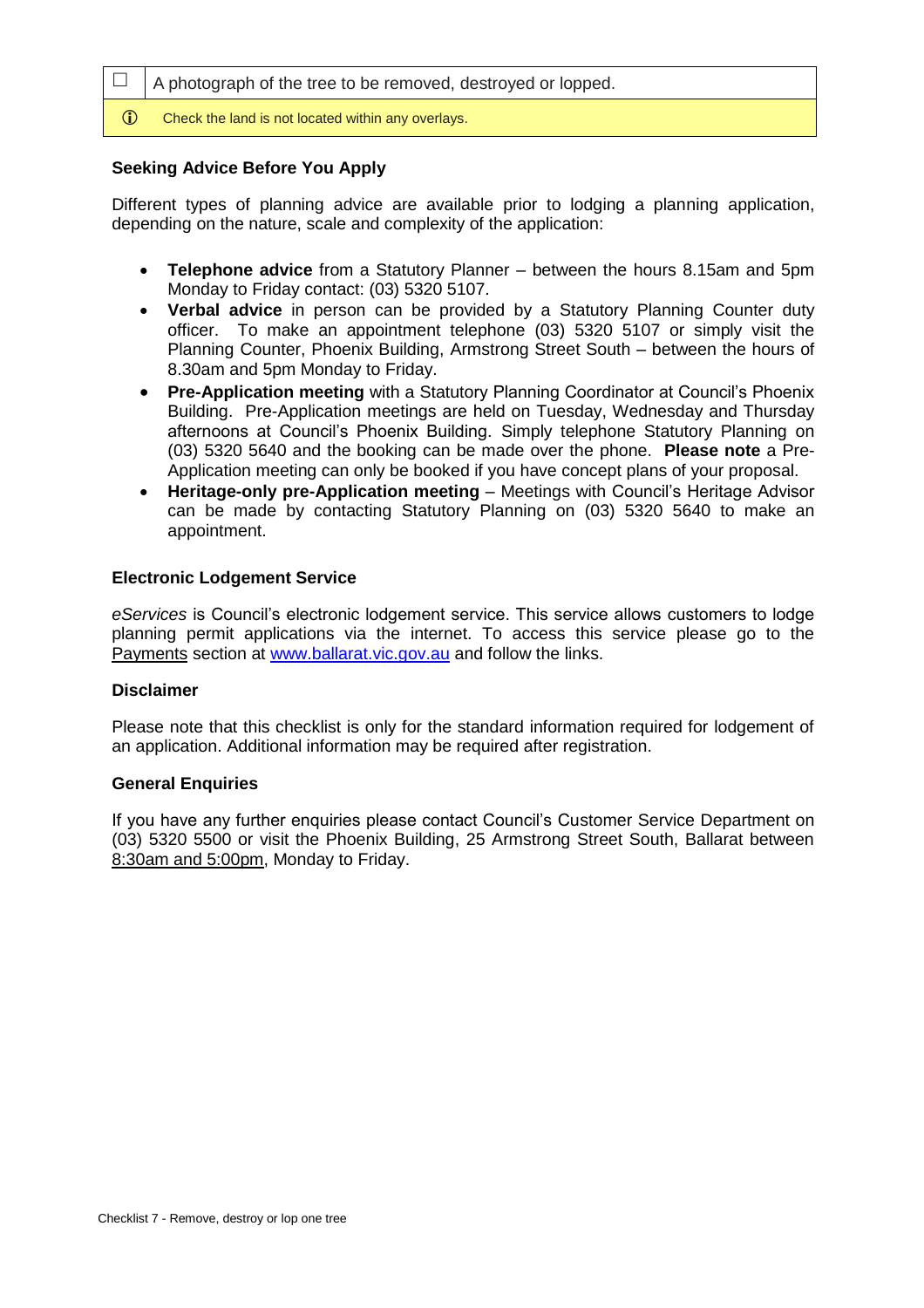| | |
|---|---|
| ☐ | A photograph of the tree to be removed, destroyed or lopped. |
| ⓘ | Check the land is not located within any overlays. |

**Seeking Advice Before You Apply**

Different types of planning advice are available prior to lodging a planning application, depending on the nature, scale and complexity of the application:

- **Telephone advice** from a Statutory Planner – between the hours 8.15am and 5pm Monday to Friday contact: (03) 5320 5107.
- **Verbal advice** in person can be provided by a Statutory Planning Counter duty officer. To make an appointment telephone (03) 5320 5107 or simply visit the Planning Counter, Phoenix Building, Armstrong Street South – between the hours of 8.30am and 5pm Monday to Friday.
- **Pre-Application meeting** with a Statutory Planning Coordinator at Council's Phoenix Building. Pre-Application meetings are held on Tuesday, Wednesday and Thursday afternoons at Council's Phoenix Building. Simply telephone Statutory Planning on (03) 5320 5640 and the booking can be made over the phone. **Please note** a Pre-Application meeting can only be booked if you have concept plans of your proposal.
- **Heritage-only pre-Application meeting** – Meetings with Council's Heritage Advisor can be made by contacting Statutory Planning on (03) 5320 5640 to make an appointment.

**Electronic Lodgement Service**

*eServices* is Council's electronic lodgement service. This service allows customers to lodge planning permit applications via the internet. To access this service please go to the Payments section at www.ballarat.vic.gov.au and follow the links.

**Disclaimer**

Please note that this checklist is only for the standard information required for lodgement of an application. Additional information may be required after registration.

**General Enquiries**

If you have any further enquiries please contact Council's Customer Service Department on (03) 5320 5500 or visit the Phoenix Building, 25 Armstrong Street South, Ballarat between 8:30am and 5:00pm, Monday to Friday.